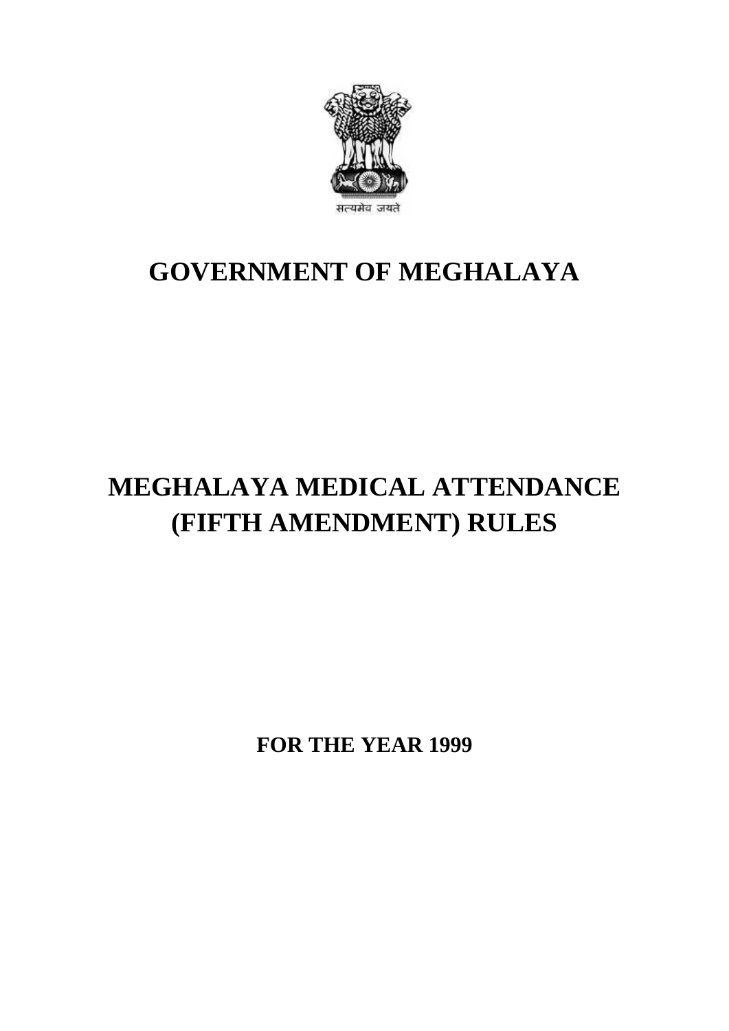सत्यमेव जयते

# GOVERNMENT OF MEGHALAYA

# MEGHALAYA MEDICAL ATTENDANCE (FIFTH AMENDMENT) RULES

**FOR THE YEAR 1999**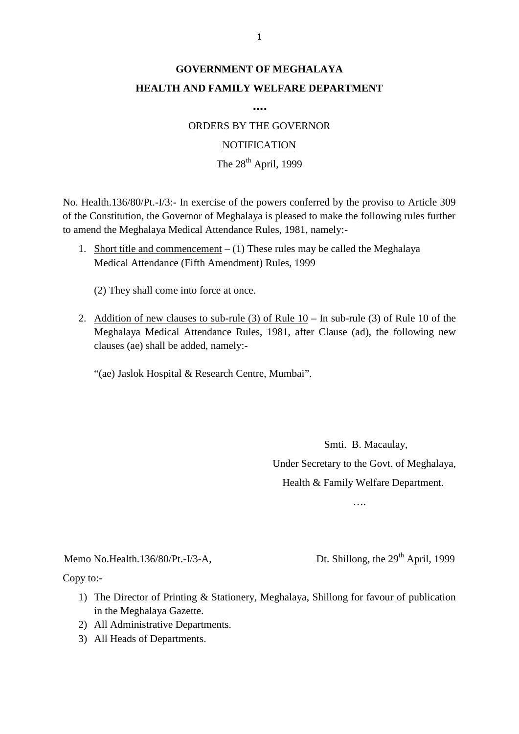**GOVERNMENT OF MEGHALAYA**

**HEALTH AND FAMILY WELFARE DEPARTMENT**

**....**

ORDERS BY THE GOVERNOR

NOTIFICATION

The 28th April, 1999

No. Health.136/80/Pt.-I/3:- In exercise of the powers conferred by the proviso to Article 309 of the Constitution, the Governor of Meghalaya is pleased to make the following rules further to amend the Meghalaya Medical Attendance Rules, 1981, namely:-

1. Short title and commencement – (1) These rules may be called the Meghalaya Medical Attendance (Fifth Amendment) Rules, 1999

   (2) They shall come into force at once.

2. Addition of new clauses to sub-rule (3) of Rule 10 – In sub-rule (3) of Rule 10 of the Meghalaya Medical Attendance Rules, 1981, after Clause (ad), the following new clauses (ae) shall be added, namely:-

   "(ae) Jaslok Hospital & Research Centre, Mumbai".

Smti. B. Macaulay,

Under Secretary to the Govt. of Meghalaya,

Health & Family Welfare Department.

….

Memo No.Health.136/80/Pt.-I/3-A, Dt. Shillong, the 29th April, 1999

Copy to:-

1) The Director of Printing & Stationery, Meghalaya, Shillong for favour of publication in the Meghalaya Gazette.
2) All Administrative Departments.
3) All Heads of Departments.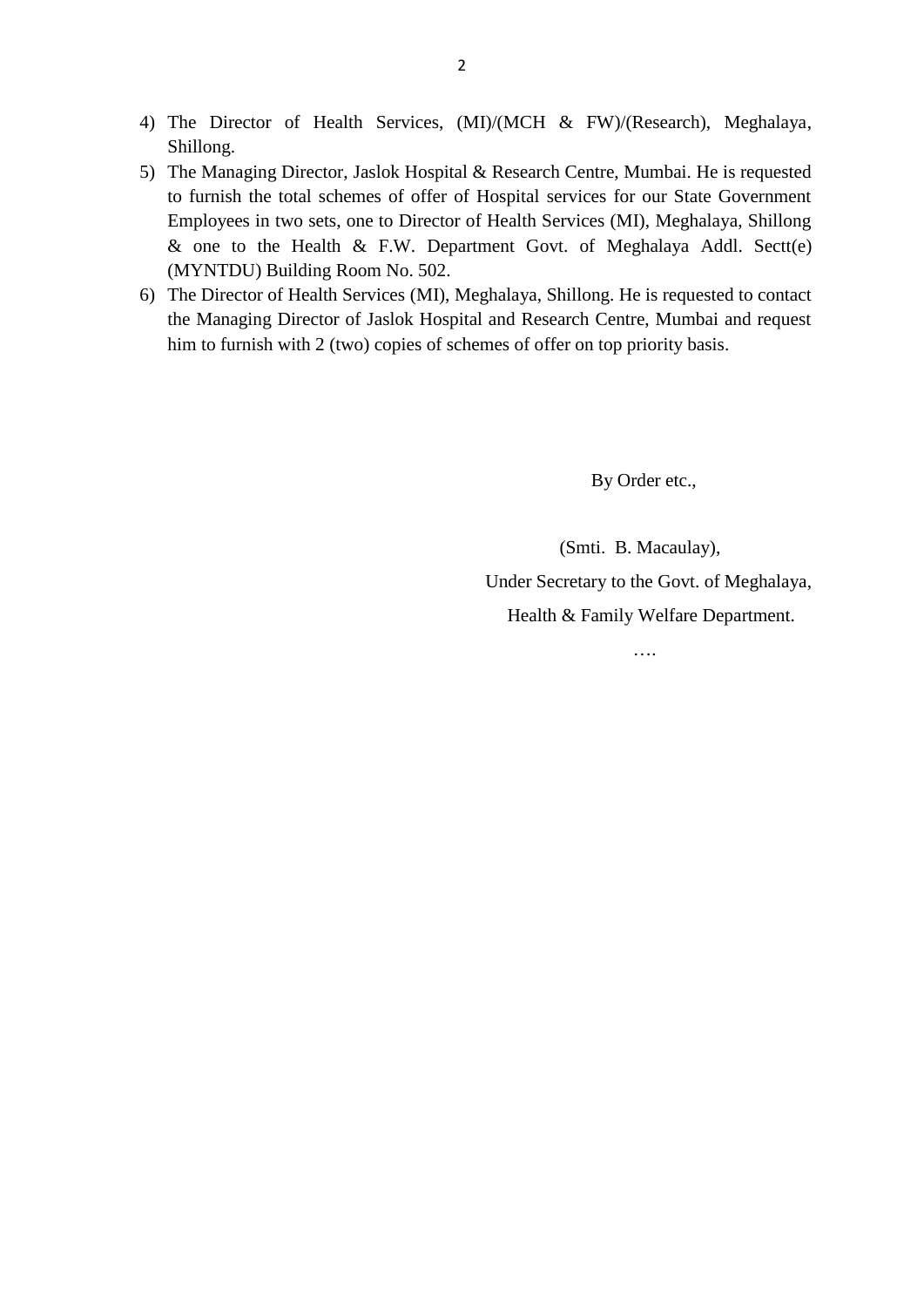4) The Director of Health Services, (MI)/(MCH & FW)/(Research), Meghalaya, Shillong.
5) The Managing Director, Jaslok Hospital & Research Centre, Mumbai. He is requested to furnish the total schemes of offer of Hospital services for our State Government Employees in two sets, one to Director of Health Services (MI), Meghalaya, Shillong & one to the Health & F.W. Department Govt. of Meghalaya Addl. Sectt(e) (MYNTDU) Building Room No. 502.
6) The Director of Health Services (MI), Meghalaya, Shillong. He is requested to contact the Managing Director of Jaslok Hospital and Research Centre, Mumbai and request him to furnish with 2 (two) copies of schemes of offer on top priority basis.

By Order etc.,

(Smti. B. Macaulay),

Under Secretary to the Govt. of Meghalaya,

Health & Family Welfare Department.

….